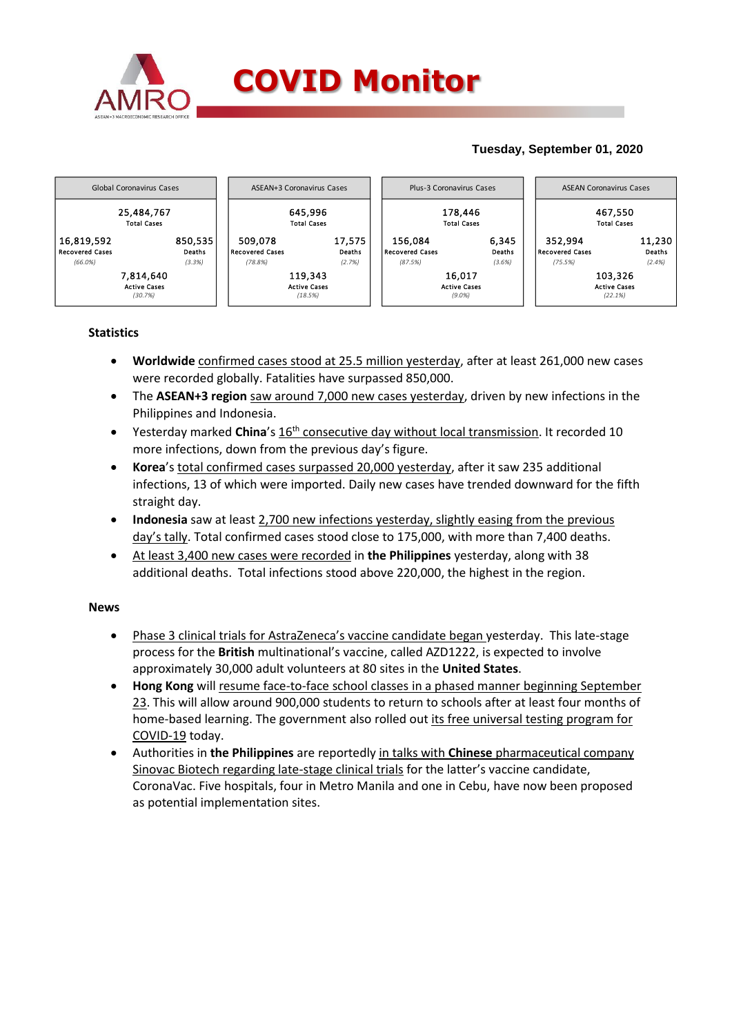# COVID Monitor

**Tuesday, September 01, 2020**

| Global Coronavirus Cases | | ASEAN+3 Coronavirus Cases | | Plus-3 Coronavirus Cases | | ASEAN Coronavirus Cases | |
|---|---|---|---|---|---|---|---|
| 25,484,767 Total Cases | | 645,996 Total Cases | | 178,446 Total Cases | | 467,550 Total Cases | |
| 16,819,592 Recovered Cases (66.0%) | 850,535 Deaths (3.3%) | 509,078 Recovered Cases (78.8%) | 17,575 Deaths (2.7%) | 156,084 Recovered Cases (87.5%) | 6,345 Deaths (3.6%) | 352,994 Recovered Cases (75.5%) | 11,230 Deaths (2.4%) |
| 7,814,640 Active Cases (30.7%) | | 119,343 Active Cases (18.5%) | | 16,017 Active Cases (9.0%) | | 103,326 Active Cases (22.1%) | |

## Statistics

- **Worldwide** confirmed cases stood at 25.5 million yesterday, after at least 261,000 new cases were recorded globally. Fatalities have surpassed 850,000.
- The **ASEAN+3 region** saw around 7,000 new cases yesterday, driven by new infections in the Philippines and Indonesia.
- Yesterday marked **China**'s 16th consecutive day without local transmission. It recorded 10 more infections, down from the previous day's figure.
- **Korea**'s total confirmed cases surpassed 20,000 yesterday, after it saw 235 additional infections, 13 of which were imported. Daily new cases have trended downward for the fifth straight day.
- **Indonesia** saw at least 2,700 new infections yesterday, slightly easing from the previous day's tally. Total confirmed cases stood close to 175,000, with more than 7,400 deaths.
- At least 3,400 new cases were recorded in **the Philippines** yesterday, along with 38 additional deaths. Total infections stood above 220,000, the highest in the region.

## News

- Phase 3 clinical trials for AstraZeneca's vaccine candidate began yesterday. This late-stage process for the **British** multinational's vaccine, called AZD1222, is expected to involve approximately 30,000 adult volunteers at 80 sites in the **United States**.
- **Hong Kong** will resume face-to-face school classes in a phased manner beginning September 23. This will allow around 900,000 students to return to schools after at least four months of home-based learning. The government also rolled out its free universal testing program for COVID-19 today.
- Authorities in **the Philippines** are reportedly in talks with **Chinese** pharmaceutical company Sinovac Biotech regarding late-stage clinical trials for the latter's vaccine candidate, CoronaVac. Five hospitals, four in Metro Manila and one in Cebu, have now been proposed as potential implementation sites.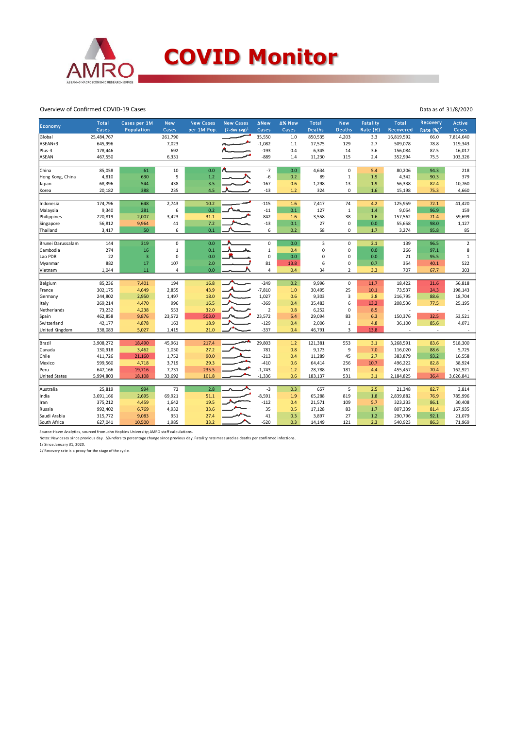# COVID Monitor

Overview of Confirmed COVID-19 Cases

Data as of 31/8/2020

| Economy | Total Cases | Cases per 1M Population | New Cases | New Cases per 1M Pop. | New Cases (7-day avg)[1] | ΔNew Cases | Δ% New Cases | Total Deaths | New Deaths | Fatality Rate (%) | Total Recovered | Recovery Rate (%)[2] | Active Cases |
|---|---|---|---|---|---|---|---|---|---|---|---|---|---|
| Global | 25,484,767 | | 261,790 | | | 35,550 | 1.0 | 850,535 | 4,203 | 3.3 | 16,819,592 | 66.0 | 7,814,640 |
| ASEAN+3 | 645,996 | | 7,023 | | | -1,082 | 1.1 | 17,575 | 129 | 2.7 | 509,078 | 78.8 | 119,343 |
| Plus-3 | 178,446 | | 692 | | | -193 | 0.4 | 6,345 | 14 | 3.6 | 156,084 | 87.5 | 16,017 |
| ASEAN | 467,550 | | 6,331 | | | -889 | 1.4 | 11,230 | 115 | 2.4 | 352,994 | 75.5 | 103,326 |
| | | | | | | | | | | | | | |
| China | 85,058 | 61 | 10 | 0.0 | | -7 | 0.0 | 4,634 | 0 | 5.4 | 80,206 | 94.3 | 218 |
| Hong Kong, China | 4,810 | 630 | 9 | 1.2 | | -6 | 0.2 | 89 | 1 | 1.9 | 4,342 | 90.3 | 379 |
| Japan | 68,396 | 544 | 438 | 3.5 | | -167 | 0.6 | 1,298 | 13 | 1.9 | 56,338 | 82.4 | 10,760 |
| Korea | 20,182 | 388 | 235 | 4.5 | | -13 | 1.2 | 324 | 0 | 1.6 | 15,198 | 75.3 | 4,660 |
| | | | | | | | | | | | | | |
| Indonesia | 174,796 | 648 | 2,743 | 10.2 | | -115 | 1.6 | 7,417 | 74 | 4.2 | 125,959 | 72.1 | 41,420 |
| Malaysia | 9,340 | 281 | 6 | 0.2 | | -11 | 0.1 | 127 | 1 | 1.4 | 9,054 | 96.9 | 159 |
| Philippines | 220,819 | 2,007 | 3,423 | 31.1 | | -842 | 1.6 | 3,558 | 38 | 1.6 | 157,562 | 71.4 | 59,699 |
| Singapore | 56,812 | 9,964 | 41 | 7.2 | | -13 | 0.1 | 27 | 0 | 0.0 | 55,658 | 98.0 | 1,127 |
| Thailand | 3,417 | 50 | 6 | 0.1 | | 6 | 0.2 | 58 | 0 | 1.7 | 3,274 | 95.8 | 85 |
| | | | | | | | | | | | | | |
| Brunei Darussalam | 144 | 319 | 0 | 0.0 | | 0 | 0.0 | 3 | 0 | 2.1 | 139 | 96.5 | 2 |
| Cambodia | 274 | 16 | 1 | 0.1 | | 1 | 0.4 | 0 | 0 | 0.0 | 266 | 97.1 | 8 |
| Lao PDR | 22 | 3 | 0 | 0.0 | | 0 | 0.0 | 0 | 0 | 0.0 | 21 | 95.5 | 1 |
| Myanmar | 882 | 17 | 107 | 2.0 | | 81 | 13.8 | 6 | 0 | 0.7 | 354 | 40.1 | 522 |
| Vietnam | 1,044 | 11 | 4 | 0.0 | | 4 | 0.4 | 34 | 2 | 3.3 | 707 | 67.7 | 303 |
| | | | | | | | | | | | | | |
| Belgium | 85,236 | 7,401 | 194 | 16.8 | | -249 | 0.2 | 9,996 | 0 | 11.7 | 18,422 | 21.6 | 56,818 |
| France | 302,175 | 4,649 | 2,855 | 43.9 | | -7,810 | 1.0 | 30,495 | 25 | 10.1 | 73,537 | 24.3 | 198,143 |
| Germany | 244,802 | 2,950 | 1,497 | 18.0 | | 1,027 | 0.6 | 9,303 | 3 | 3.8 | 216,795 | 88.6 | 18,704 |
| Italy | 269,214 | 4,470 | 996 | 16.5 | | -369 | 0.4 | 35,483 | 6 | 13.2 | 208,536 | 77.5 | 25,195 |
| Netherlands | 73,232 | 4,238 | 553 | 32.0 | | 2 | 0.8 | 6,252 | 0 | 8.5 | - | - | - |
| Spain | 462,858 | 9,876 | 23,572 | 503.0 | | 23,572 | 5.4 | 29,094 | 83 | 6.3 | 150,376 | 32.5 | 53,521 |
| Switzerland | 42,177 | 4,878 | 163 | 18.9 | | -129 | 0.4 | 2,006 | 1 | 4.8 | 36,100 | 85.6 | 4,071 |
| United Kingdom | 338,083 | 5,027 | 1,415 | 21.0 | | -337 | 0.4 | 46,791 | 3 | 13.8 | - | - | - |
| | | | | | | | | | | | | | |
| Brazil | 3,908,272 | 18,490 | 45,961 | 217.4 | | 29,803 | 1.2 | 121,381 | 553 | 3.1 | 3,268,591 | 83.6 | 518,300 |
| Canada | 130,918 | 3,462 | 1,030 | 27.2 | | 781 | 0.8 | 9,173 | 9 | 7.0 | 116,020 | 88.6 | 5,725 |
| Chile | 411,726 | 21,160 | 1,752 | 90.0 | | -213 | 0.4 | 11,289 | 45 | 2.7 | 383,879 | 93.2 | 16,558 |
| Mexico | 599,560 | 4,718 | 3,719 | 29.3 | | -410 | 0.6 | 64,414 | 256 | 10.7 | 496,222 | 82.8 | 38,924 |
| Peru | 647,166 | 19,716 | 7,731 | 235.5 | | -1,743 | 1.2 | 28,788 | 181 | 4.4 | 455,457 | 70.4 | 162,921 |
| United States | 5,994,803 | 18,108 | 33,692 | 101.8 | | -1,336 | 0.6 | 183,137 | 531 | 3.1 | 2,184,825 | 36.4 | 3,626,841 |
| | | | | | | | | | | | | | |
| Australia | 25,819 | 994 | 73 | 2.8 | | -3 | 0.3 | 657 | 5 | 2.5 | 21,348 | 82.7 | 3,814 |
| India | 3,691,166 | 2,695 | 69,921 | 51.1 | | -8,591 | 1.9 | 65,288 | 819 | 1.8 | 2,839,882 | 76.9 | 785,996 |
| Iran | 375,212 | 4,459 | 1,642 | 19.5 | | -112 | 0.4 | 21,571 | 109 | 5.7 | 323,233 | 86.1 | 30,408 |
| Russia | 992,402 | 6,769 | 4,932 | 33.6 | | 35 | 0.5 | 17,128 | 83 | 1.7 | 807,339 | 81.4 | 167,935 |
| Saudi Arabia | 315,772 | 9,083 | 951 | 27.4 | | 41 | 0.3 | 3,897 | 27 | 1.2 | 290,796 | 92.1 | 21,079 |
| South Africa | 627,041 | 10,500 | 1,985 | 33.2 | | -520 | 0.3 | 14,149 | 121 | 2.3 | 540,923 | 86.3 | 71,969 |

Source: Haver Analytics, sourced from John Hopkins University; AMRO staff calculations.

Notes: New cases since previous day. Δ% refers to percentage change since previous day. Fatality rate measured as deaths per confirmed infections.

1/ Since January 31, 2020.

2/ Recovery rate is a proxy for the stage of the cycle.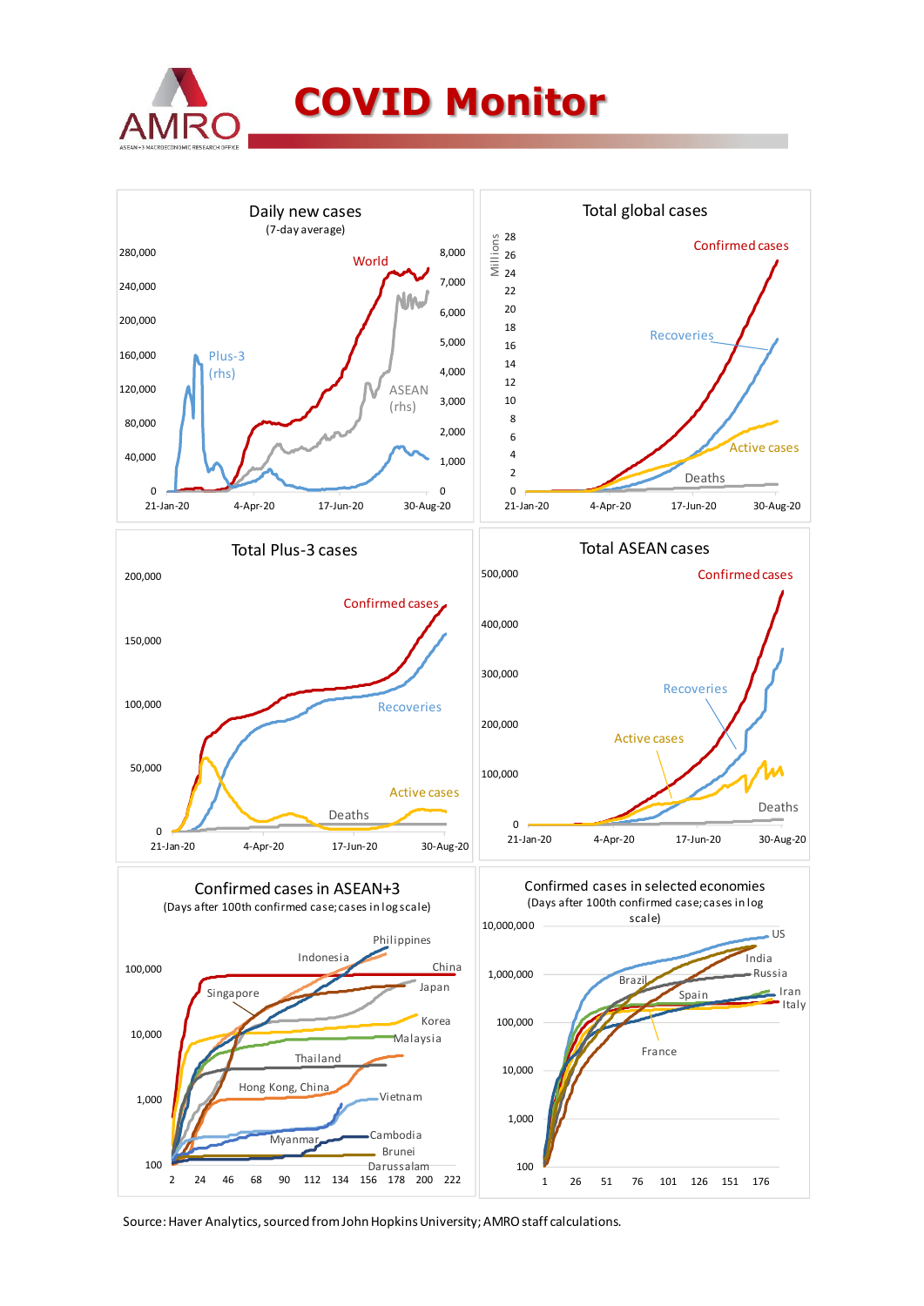# COVID Monitor

AMRO
ASEAN+3 MACROECONOMIC RESEARCH OFFICE

## Daily new cases

(7-day average)

280,000
240,000
200,000
160,000
120,000
80,000
40,000
0

8,000
7,000
6,000
5,000
4,000
3,000
2,000
1,000
0

World
Plus-3 (rhs)
ASEAN (rhs)

21-Jan-20 4-Apr-20 17-Jun-20 30-Aug-20

## Total global cases

Millions

28 26 24 22 20 18 16 14 12 10 8 6 4 2 0

Confirmed cases
Recoveries
Active cases
Deaths

21-Jan-20 4-Apr-20 17-Jun-20 30-Aug-20

## Total Plus-3 cases

200,000
150,000
100,000
50,000
0

Confirmed cases
Recoveries
Active cases
Deaths

21-Jan-20 4-Apr-20 17-Jun-20 30-Aug-20

## Total ASEAN cases

500,000
400,000
300,000
200,000
100,000
0

Confirmed cases
Recoveries
Active cases
Deaths

21-Jan-20 4-Apr-20 17-Jun-20 30-Aug-20

## Confirmed cases in ASEAN+3

(Days after 100th confirmed case; cases in log scale)

100,000
10,000
1,000
100

Philippines
Indonesia
China
Japan
Singapore
Korea
Malaysia
Thailand
Hong Kong, China
Vietnam
Myanmar
Cambodia
Brunei Darussalam

2 24 46 68 90 112 134 156 178 200 222

## Confirmed cases in selected economies

(Days after 100th confirmed case; cases in log scale)

10,000,000
1,000,000
100,000
10,000
1,000
100

US
India
Russia
Brazil
Spain
Iran
Italy
France

1 26 51 76 101 126 151 176

Source: Haver Analytics, sourced from John Hopkins University; AMRO staff calculations.